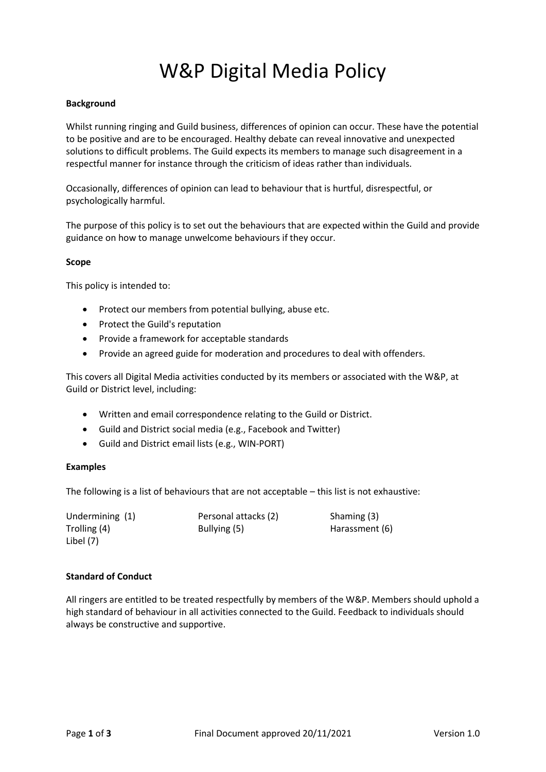# W&P Digital Media Policy

**Background**

Whilst running ringing and Guild business, differences of opinion can occur. These have the potential to be positive and are to be encouraged. Healthy debate can reveal innovative and unexpected solutions to difficult problems. The Guild expects its members to manage such disagreement in a respectful manner for instance through the criticism of ideas rather than individuals.

Occasionally, differences of opinion can lead to behaviour that is hurtful, disrespectful, or psychologically harmful.

The purpose of this policy is to set out the behaviours that are expected within the Guild and provide guidance on how to manage unwelcome behaviours if they occur.

**Scope**

This policy is intended to:

- Protect our members from potential bullying, abuse etc.
- Protect the Guild's reputation
- Provide a framework for acceptable standards
- Provide an agreed guide for moderation and procedures to deal with offenders.

This covers all Digital Media activities conducted by its members or associated with the W&P, at Guild or District level, including:

- Written and email correspondence relating to the Guild or District.
- Guild and District social media (e.g., Facebook and Twitter)
- Guild and District email lists (e.g., WIN-PORT)

**Examples**

The following is a list of behaviours that are not acceptable – this list is not exhaustive:

| | | |
|---|---|---|
| Undermining (1) | Personal attacks (2) | Shaming (3) |
| Trolling (4) | Bullying (5) | Harassment (6) |
| Libel (7) | | |

**Standard of Conduct**

All ringers are entitled to be treated respectfully by members of the W&P. Members should uphold a high standard of behaviour in all activities connected to the Guild. Feedback to individuals should always be constructive and supportive.

Final Document approved 20/11/2021 Version 1.0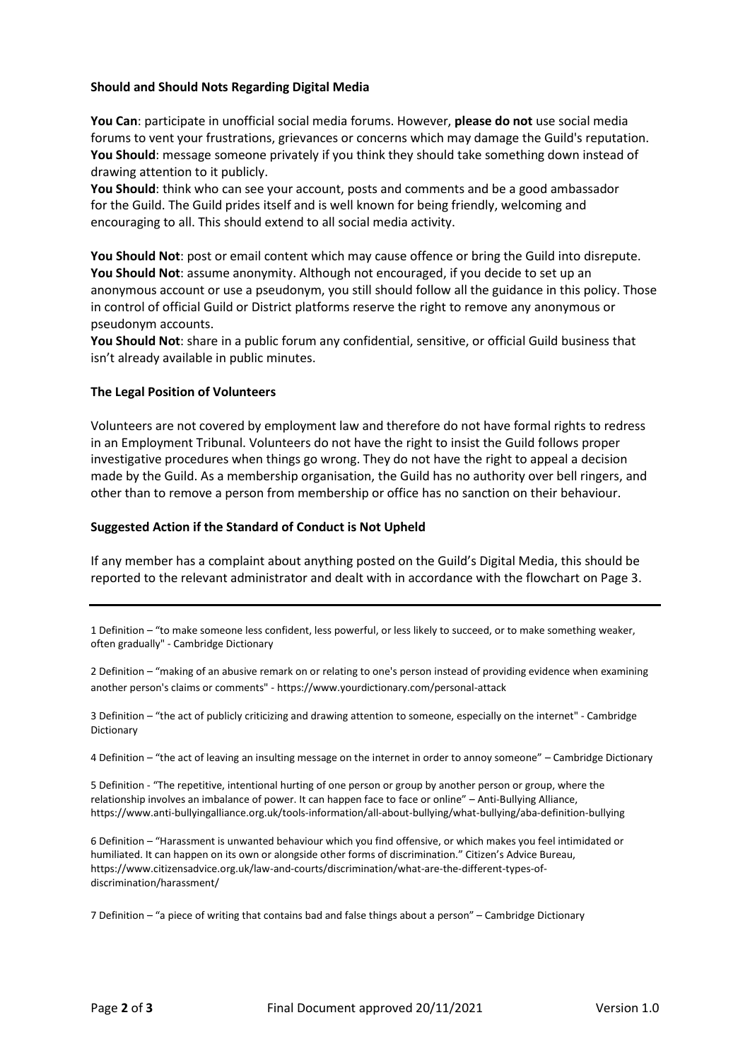**Should and Should Nots Regarding Digital Media**

**You Can**: participate in unofficial social media forums. However, **please do not** use social media forums to vent your frustrations, grievances or concerns which may damage the Guild's reputation.
**You Should**: message someone privately if you think they should take something down instead of drawing attention to it publicly.
**You Should**: think who can see your account, posts and comments and be a good ambassador for the Guild. The Guild prides itself and is well known for being friendly, welcoming and encouraging to all. This should extend to all social media activity.

**You Should Not**: post or email content which may cause offence or bring the Guild into disrepute.
**You Should Not**: assume anonymity. Although not encouraged, if you decide to set up an anonymous account or use a pseudonym, you still should follow all the guidance in this policy. Those in control of official Guild or District platforms reserve the right to remove any anonymous or pseudonym accounts.
**You Should Not**: share in a public forum any confidential, sensitive, or official Guild business that isn't already available in public minutes.

**The Legal Position of Volunteers**

Volunteers are not covered by employment law and therefore do not have formal rights to redress in an Employment Tribunal. Volunteers do not have the right to insist the Guild follows proper investigative procedures when things go wrong. They do not have the right to appeal a decision made by the Guild. As a membership organisation, the Guild has no authority over bell ringers, and other than to remove a person from membership or office has no sanction on their behaviour.

**Suggested Action if the Standard of Conduct is Not Upheld**

If any member has a complaint about anything posted on the Guild's Digital Media, this should be reported to the relevant administrator and dealt with in accordance with the flowchart on Page 3.

---

1 Definition – "to make someone less confident, less powerful, or less likely to succeed, or to make something weaker, often gradually" - Cambridge Dictionary

2 Definition – "making of an abusive remark on or relating to one's person instead of providing evidence when examining another person's claims or comments" - https://www.yourdictionary.com/personal-attack

3 Definition – "the act of publicly criticizing and drawing attention to someone, especially on the internet" - Cambridge Dictionary

4 Definition – "the act of leaving an insulting message on the internet in order to annoy someone" – Cambridge Dictionary

5 Definition - "The repetitive, intentional hurting of one person or group by another person or group, where the relationship involves an imbalance of power. It can happen face to face or online" – Anti-Bullying Alliance, https://www.anti-bullyingalliance.org.uk/tools-information/all-about-bullying/what-bullying/aba-definition-bullying

6 Definition – "Harassment is unwanted behaviour which you find offensive, or which makes you feel intimidated or humiliated. It can happen on its own or alongside other forms of discrimination." Citizen's Advice Bureau, https://www.citizensadvice.org.uk/law-and-courts/discrimination/what-are-the-different-types-of-discrimination/harassment/

7 Definition – "a piece of writing that contains bad and false things about a person" – Cambridge Dictionary

Final Document approved 20/11/2021 Version 1.0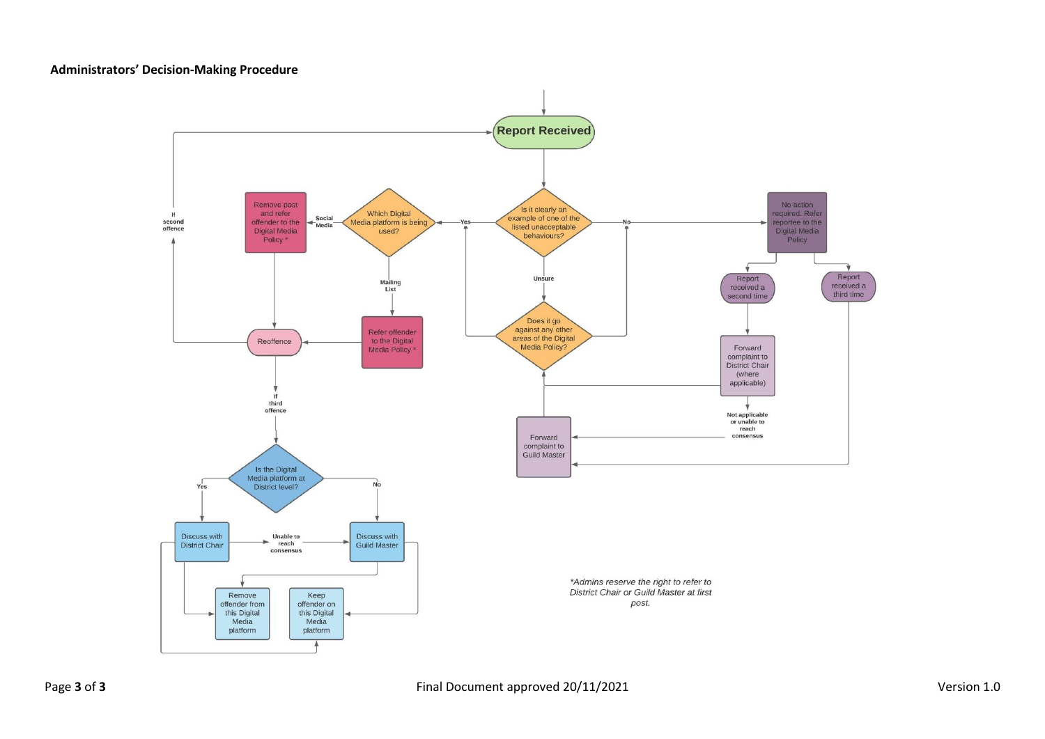**Administrators' Decision-Making Procedure**

Report Received

Is it clearly an example of one of the listed unacceptable behaviours?

Yes

No

Unsure

Which Digital Media platform is being used?

Social Media

Mailing List

Remove post and refer offender to the Digital Media Policy *

Refer offender to the Digital Media Policy *

Reoffence

If second offence

If third offence

Does it go against any other areas of the Digital Media Policy?

No action required. Refer reportee to the Digital Media Policy

Report received a second time

Report received a third time

Forward complaint to District Chair (where applicable)

Not applicable or unable to reach consensus

Forward complaint to Guild Master

Is the Digital Media platform at District level?

Yes

No

Discuss with District Chair

Unable to reach consensus

Discuss with Guild Master

Remove offender from this Digital Media platform

Keep offender on this Digital Media platform

*Admins reserve the right to refer to District Chair or Guild Master at first post.*

Final Document approved 20/11/2021

Version 1.0